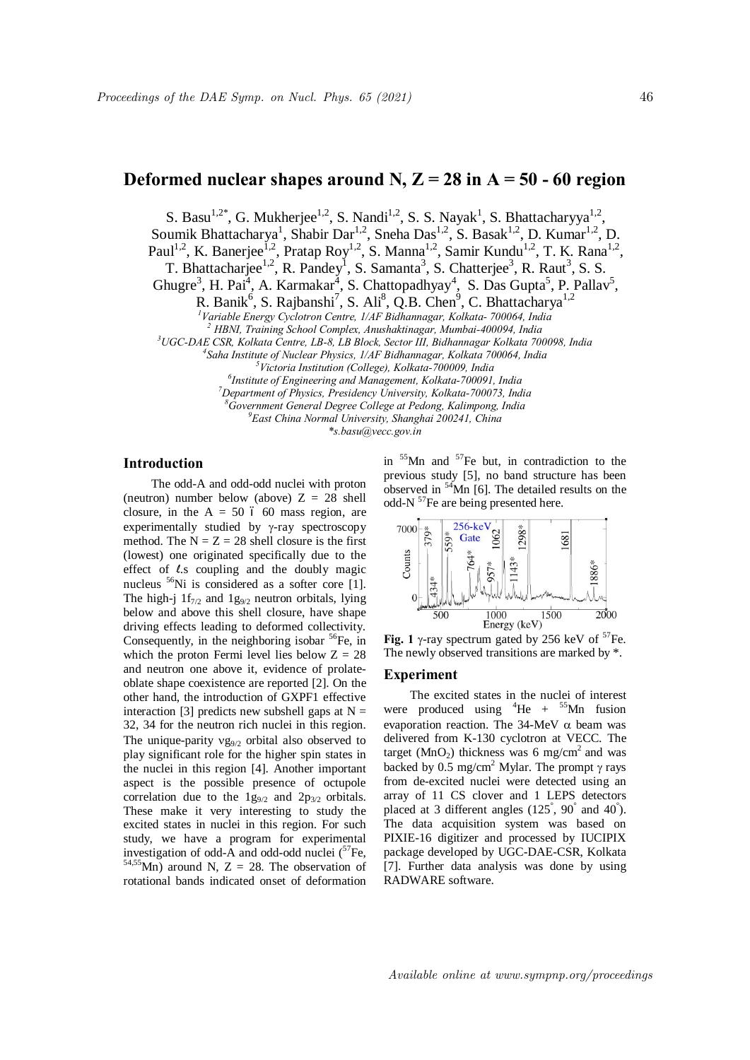# Deformed nuclear shapes around N, Z = 28 in A = 50 - 60 region

S. Basu[1,2*], G. Mukherjee[1,2], S. Nandi[1,2], S. S. Nayak[1], S. Bhattacharyya[1,2], Soumik Bhattacharya[1], Shabir Dar[1,2], Sneha Das[1,2], S. Basak[1,2], D. Kumar[1,2], D. Paul[1,2], K. Banerjee[1,2], Pratap Roy[1,2], S. Manna[1,2], Samir Kundu[1,2], T. K. Rana[1,2], T. Bhattacharjee[1,2], R. Pandey[1], S. Samanta[3], S. Chatterjee[3], R. Raut[3], S. S. Ghugre[3], H. Pai[4], A. Karmakar[4], S. Chattopadhyay[4], S. Das Gupta[5], P. Pallav[5], R. Banik[6], S. Rajbanshi[7], S. Ali[8], Q.B. Chen[9], C. Bhattacharya[1,2]

[1]*Variable Energy Cyclotron Centre, 1/AF Bidhannagar, Kolkata- 700064, India*
[2]*HBNI, Training School Complex, Anushaktinagar, Mumbai-400094, India*
[3]*UGC-DAE CSR, Kolkata Centre, LB-8, LB Block, Sector III, Bidhannagar Kolkata 700098, India*
[4]*Saha Institute of Nuclear Physics, 1/AF Bidhannagar, Kolkata 700064, India*
[5]*Victoria Institution (College), Kolkata-700009, India*
[6]*Institute of Engineering and Management, Kolkata-700091, India*
[7]*Department of Physics, Presidency University, Kolkata-700073, India*
[8]*Government General Degree College at Pedong, Kalimpong, India*
[9]*East China Normal University, Shanghai 200241, China*
*\*s.basu@vecc.gov.in*

## Introduction

The odd-A and odd-odd nuclei with proton (neutron) number below (above) Z = 28 shell closure, in the A = 50 – 60 mass region, are experimentally studied by γ-ray spectroscopy method. The N = Z = 28 shell closure is the first (lowest) one originated specifically due to the effect of *ℓ*.s coupling and the doubly magic nucleus $^{56}$Ni is considered as a softer core [1]. The high-j $1f_{7/2}$ and $1g_{9/2}$ neutron orbitals, lying below and above this shell closure, have shape driving effects leading to deformed collectivity. Consequently, in the neighboring isobar $^{56}$Fe, in which the proton Fermi level lies below Z = 28 and neutron one above it, evidence of prolate-oblate shape coexistence are reported [2]. On the other hand, the introduction of GXPF1 effective interaction [3] predicts new subshell gaps at N = 32, 34 for the neutron rich nuclei in this region. The unique-parity $\nu g_{9/2}$ orbital also observed to play significant role for the higher spin states in the nuclei in this region [4]. Another important aspect is the possible presence of octupole correlation due to the $1g_{9/2}$ and $2p_{3/2}$ orbitals. These make it very interesting to study the excited states in nuclei in this region. For such study, we have a program for experimental investigation of odd-A and odd-odd nuclei ($^{57}$Fe, $^{54,55}$Mn) around N, Z = 28. The observation of rotational bands indicated onset of deformation in $^{55}$Mn and $^{57}$Fe but, in contradiction to the previous study [5], no band structure has been observed in $^{54}$Mn [6]. The detailed results on the odd-N $^{57}$Fe are being presented here.

**Fig. 1** γ-ray spectrum gated by 256 keV of $^{57}$Fe. The newly observed transitions are marked by *.

## Experiment

The excited states in the nuclei of interest were produced using $^{4}$He + $^{55}$Mn fusion evaporation reaction. The 34-MeV α beam was delivered from K-130 cyclotron at VECC. The target ($MnO_2$) thickness was 6 mg/cm$^2$ and was backed by 0.5 mg/cm$^2$ Mylar. The prompt γ rays from de-excited nuclei were detected using an array of 11 CS clover and 1 LEPS detectors placed at 3 different angles (125°, 90° and 40°). The data acquisition system was based on PIXIE-16 digitizer and processed by IUCIPIX package developed by UGC-DAE-CSR, Kolkata [7]. Further data analysis was done by using RADWARE software.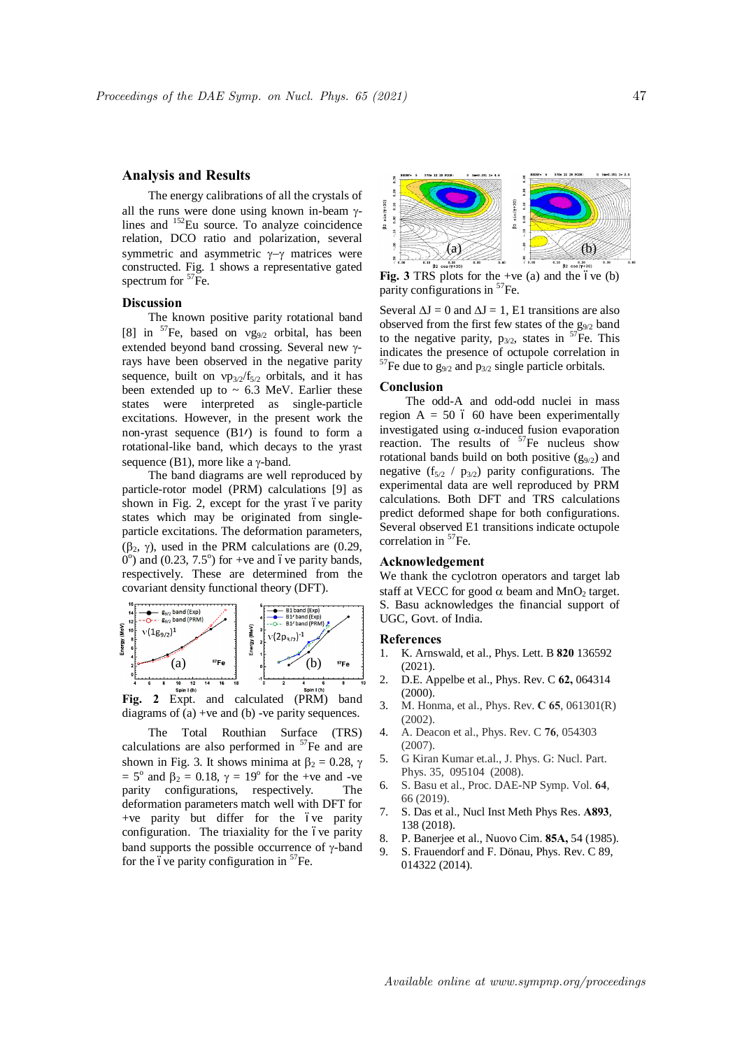## Analysis and Results

The energy calibrations of all the crystals of all the runs were done using known in-beam γ-lines and $^{152}$Eu source. To analyze coincidence relation, DCO ratio and polarization, several symmetric and asymmetric γ–γ matrices were constructed. Fig. 1 shows a representative gated spectrum for $^{57}$Fe.

### Discussion

The known positive parity rotational band [8] in $^{57}$Fe, based on $\nu g_{9/2}$ orbital, has been extended beyond band crossing. Several new γ-rays have been observed in the negative parity sequence, built on $\nu p_{3/2}/f_{5/2}$ orbitals, and it has been extended up to ~ 6.3 MeV. Earlier these states were interpreted as single-particle excitations. However, in the present work the non-yrast sequence (B1′) is found to form a rotational-like band, which decays to the yrast sequence (B1), more like a γ-band.

The band diagrams are well reproduced by particle-rotor model (PRM) calculations [9] as shown in Fig. 2, except for the yrast –ve parity states which may be originated from single-particle excitations. The deformation parameters, ($\beta_2$, γ), used in the PRM calculations are (0.29, $0^o$) and (0.23, $7.5^o$) for +ve and –ve parity bands, respectively. These are determined from the covariant density functional theory (DFT).

Energy (MeV)
$g_{9/2}$ band (Exp)
$g_{9/2}$ band (PRM)
$\nu(1g_{9/2})^1$
(a)
$^{57}$Fe
Spin I (ħ)

B1 band (Exp)
B1′ band (Exp)
B1′ band (PRM)
$\nu(2p_{3/2})^{-1}$
(b)
$^{57}$Fe
Spin I (ħ)

**Fig. 2** Expt. and calculated (PRM) band diagrams of (a) +ve and (b) -ve parity sequences.

The Total Routhian Surface (TRS) calculations are also performed in $^{57}$Fe and are shown in Fig. 3. It shows minima at $\beta_2$ = 0.28, γ = $5^o$ and $\beta_2$ = 0.18, γ = $19^o$ for the +ve and -ve parity configurations, respectively. The deformation parameters match well with DFT for +ve parity but differ for the –ve parity configuration. The triaxiality for the –ve parity band supports the possible occurrence of γ-band for the –ve parity configuration in $^{57}$Fe.

(a) (b)

**Fig. 3** TRS plots for the +ve (a) and the –ve (b) parity configurations in $^{57}$Fe.

Several ΔJ = 0 and ΔJ = 1, E1 transitions are also observed from the first few states of the $g_{9/2}$ band to the negative parity, $p_{3/2}$, states in $^{57}$Fe. This indicates the presence of octupole correlation in $^{57}$Fe due to $g_{9/2}$ and $p_{3/2}$ single particle orbitals.

### Conclusion

The odd-A and odd-odd nuclei in mass region A = 50 – 60 have been experimentally investigated using α-induced fusion evaporation reaction. The results of $^{57}$Fe nucleus show rotational bands build on both positive ($g_{9/2}$) and negative ($f_{5/2}$ / $p_{3/2}$) parity configurations. The experimental data are well reproduced by PRM calculations. Both DFT and TRS calculations predict deformed shape for both configurations. Several observed E1 transitions indicate octupole correlation in $^{57}$Fe.

### Acknowledgement

We thank the cyclotron operators and target lab staff at VECC for good α beam and $MnO_2$ target. S. Basu acknowledges the financial support of UGC, Govt. of India.

### References

1. K. Arnswald, et al., Phys. Lett. B **820** 136592 (2021).
2. D.E. Appelbe et al., Phys. Rev. C **62,** 064314 (2000).
3. M. Honma, et al., Phys. Rev. **C 65**, 061301(R) (2002).
4. A. Deacon et al., Phys. Rev. C **76**, 054303 (2007).
5. G Kiran Kumar et.al., J. Phys. G: Nucl. Part. Phys. 35, 095104 (2008).
6. S. Basu et al., Proc. DAE-NP Symp. Vol. **64**, 66 (2019).
7. S. Das et al., Nucl Inst Meth Phys Res. **A893**, 138 (2018).
8. P. Banerjee et al., Nuovo Cim. **85A,** 54 (1985).
9. S. Frauendorf and F. Dönau, Phys. Rev. C 89, 014322 (2014).